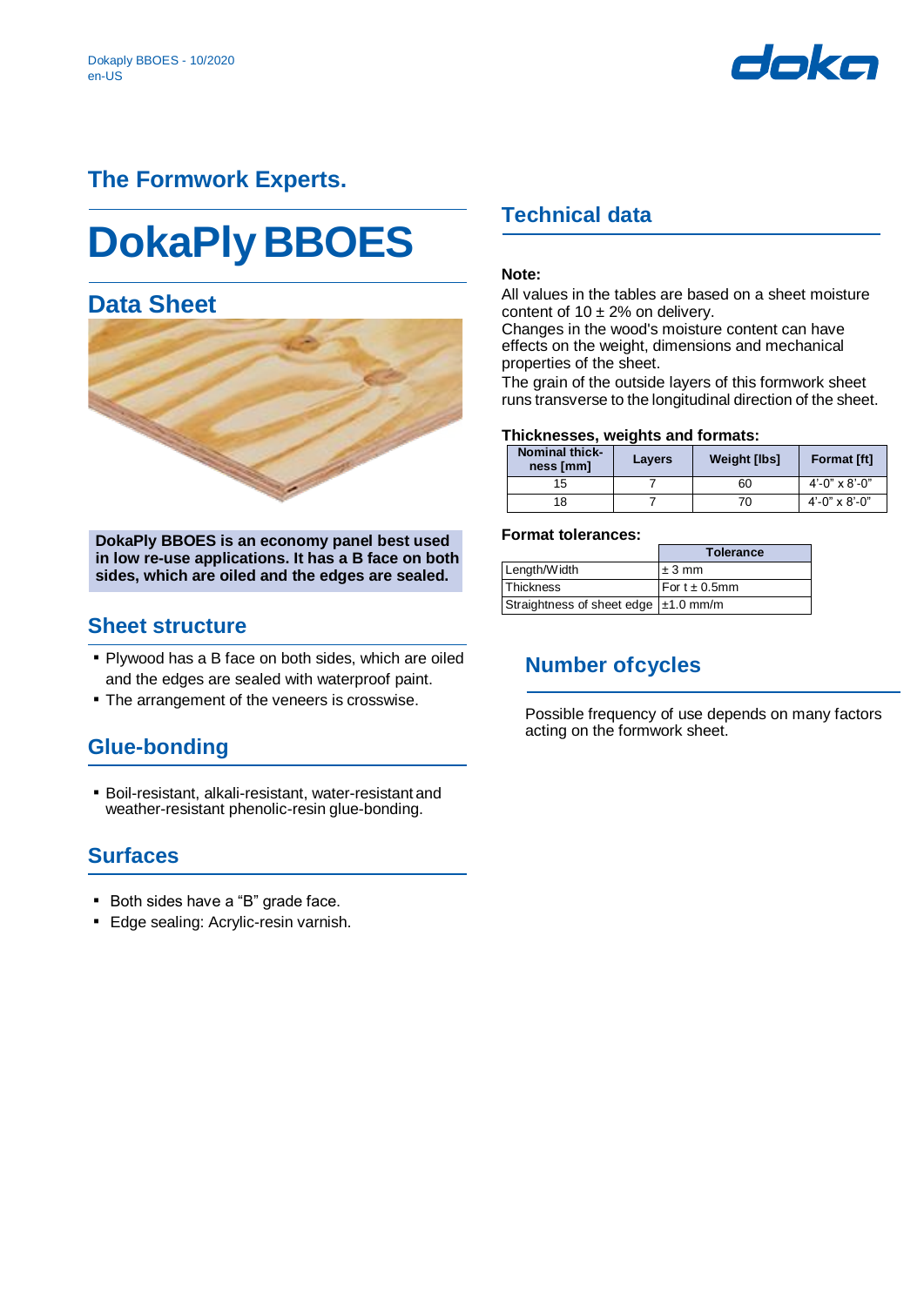# The Formwork Experts.

# DokaPly BBOES

## Data Sheet

**DokaPly BBOES is an economy panel best used in low re-use applications. It has a B face on both sides, which are oiled and the edges are sealed.**

## Sheet structure

- Plywood has a B face on both sides, which are oiled and the edges are sealed with waterproof paint.
- The arrangement of the veneers is crosswise.

## Glue-bonding

- Boil-resistant, alkali-resistant, water-resistant and weather-resistant phenolic-resin glue-bonding.

## Surfaces

- Both sides have a "B" grade face.
- Edge sealing: Acrylic-resin varnish.

## Technical data

**Note:**

All values in the tables are based on a sheet moisture content of 10 ± 2% on delivery.
Changes in the wood's moisture content can have effects on the weight, dimensions and mechanical properties of the sheet.
The grain of the outside layers of this formwork sheet runs transverse to the longitudinal direction of the sheet.

**Thicknesses, weights and formats:**

| Nominal thickness [mm] | Layers | Weight [lbs] | Format [ft] |
|---|---|---|---|
| 15 | 7 | 60 | 4'-0" x 8'-0" |
| 18 | 7 | 70 | 4'-0" x 8'-0" |

**Format tolerances:**

| | Tolerance |
|---|---|
| Length/Width | ± 3 mm |
| Thickness | For t ± 0.5mm |
| Straightness of sheet edge | ±1.0 mm/m |

## Number ofcycles

Possible frequency of use depends on many factors acting on the formwork sheet.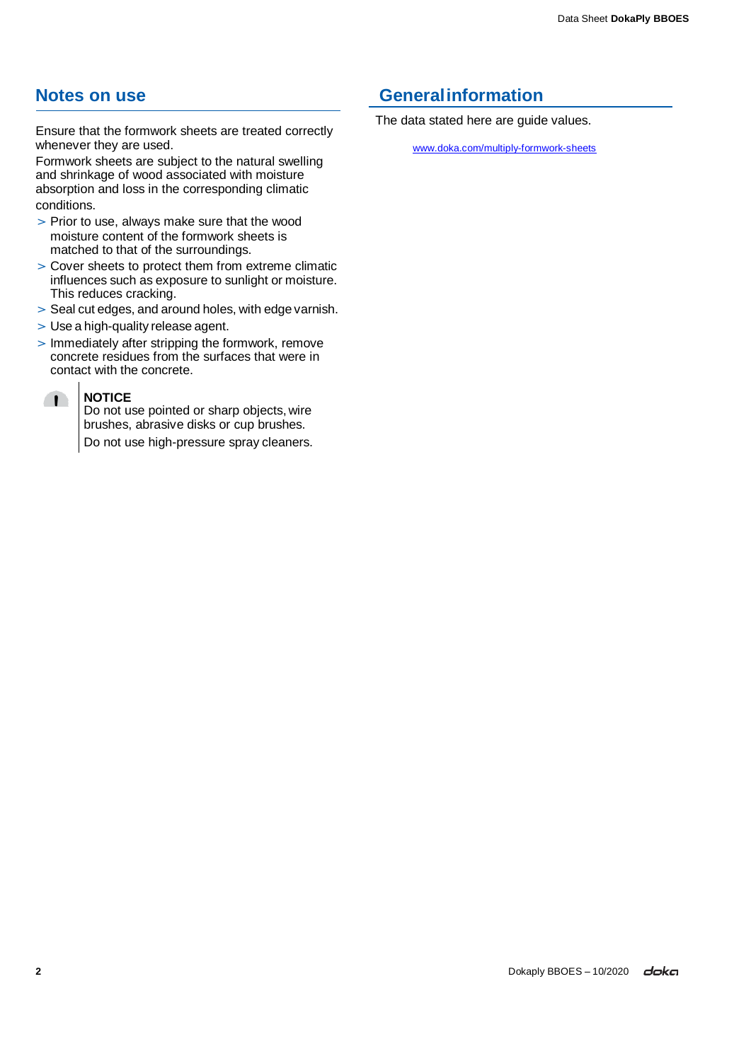## Notes on use

Ensure that the formwork sheets are treated correctly whenever they are used.

Formwork sheets are subject to the natural swelling and shrinkage of wood associated with moisture absorption and loss in the corresponding climatic conditions.

> Prior to use, always make sure that the wood moisture content of the formwork sheets is matched to that of the surroundings.
> Cover sheets to protect them from extreme climatic influences such as exposure to sunlight or moisture. This reduces cracking.
> Seal cut edges, and around holes, with edge varnish.
> Use a high-quality release agent.
> Immediately after stripping the formwork, remove concrete residues from the surfaces that were in contact with the concrete.

**NOTICE**

Do not use pointed or sharp objects, wire brushes, abrasive disks or cup brushes.

Do not use high-pressure spray cleaners.

## General information

The data stated here are guide values.

www.doka.com/multiply-formwork-sheets